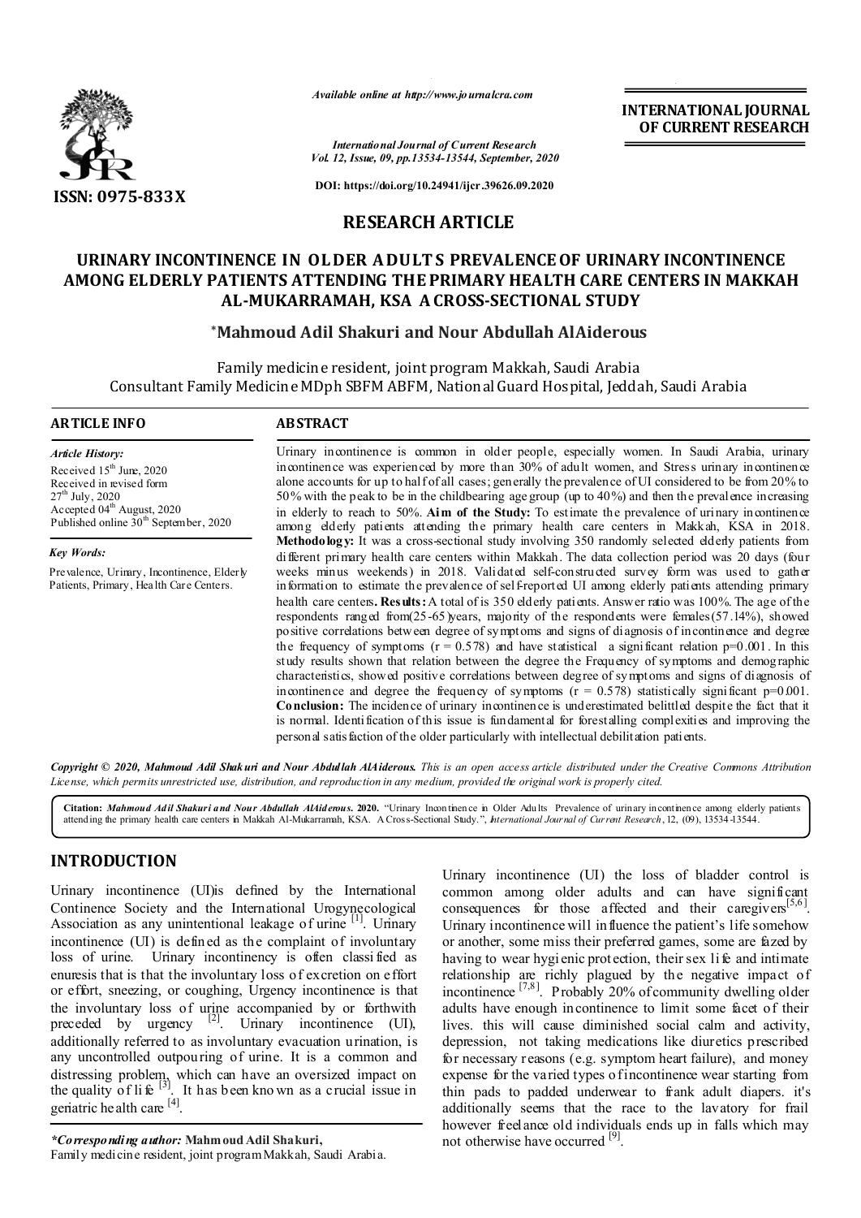*Available online at http://www.journalcra.com*

**INTERNATIONAL JOURNAL OF CURRENT RESEARCH**

*International Journal of Current Research*
*Vol. 12, Issue, 09, pp.13534-13544, September, 2020*

**DOI: https://doi.org/10.24941/ijcr.39626.09.2020**

**ISSN: 0975-833X**

## RESEARCH ARTICLE

# URINARY INCONTINENCE IN OLDER ADULTS PREVALENCE OF URINARY INCONTINENCE AMONG ELDERLY PATIENTS ATTENDING THE PRIMARY HEALTH CARE CENTERS IN MAKKAH AL-MUKARRAMAH, KSA A CROSS-SECTIONAL STUDY

**\*Mahmoud Adil Shakuri and Nour Abdullah AlAiderous**

Family medicine resident, joint program Makkah, Saudi Arabia
Consultant Family Medicine MDph SBFM ABFM, National Guard Hospital, Jeddah, Saudi Arabia

### ARTICLE INFO

*Article History:*

Received 15th June, 2020
Received in revised form
27th July, 2020
Accepted 04th August, 2020
Published online 30th September, 2020

*Key Words:*

Prevalence, Urinary, Incontinence, Elderly Patients, Primary, Health Care Centers.

### ABSTRACT

Urinary incontinence is common in older people, especially women. In Saudi Arabia, urinary incontinence was experienced by more than 30% of adult women, and Stress urinary incontinence alone accounts for up to half of all cases; generally the prevalence of UI considered to be from 20% to 50% with the peak to be in the childbearing age group (up to 40%) and then the prevalence increasing in elderly to reach to 50%. **Aim of the Study:** To estimate the prevalence of urinary incontinence among elderly patients attending the primary health care centers in Makkah, KSA in 2018. **Methodology:** It was a cross-sectional study involving 350 randomly selected elderly patients from different primary health care centers within Makkah. The data collection period was 20 days (four weeks minus weekends) in 2018. Validated self-constructed survey form was used to gather information to estimate the prevalence of self-reported UI among elderly patients attending primary health care centers. **Results:** A total of is 350 elderly patients. Answer ratio was 100%. The age of the respondents ranged from(25-65)years, majority of the respondents were females(57.14%), showed positive correlations between degree of symptoms and signs of diagnosis of incontinence and degree the frequency of symptoms ($r = 0.578$) and have statistical a significant relation $p=0.001$. In this study results shown that relation between the degree the Frequency of symptoms and demographic characteristics, showed positive correlations between degree of symptoms and signs of diagnosis of incontinence and degree the frequency of symptoms ($r = 0.578$) statistically significant $p=0.001$. **Conclusion:** The incidence of urinary incontinence is underestimated belittled despite the fact that it is normal. Identification of this issue is fundamental for forestalling complexities and improving the personal satisfaction of the older particularly with intellectual debilitation patients.

*Copyright © 2020, Mahmoud Adil Shakuri and Nour Abdullah AlAiderous. This is an open access article distributed under the Creative Commons Attribution License, which permits unrestricted use, distribution, and reproduction in any medium, provided the original work is properly cited.*

**Citation:** ***Mahmoud Adil Shakuri and Nour Abdullah AlAiderous.* 2020.** "Urinary Incontinence in Older Adults Prevalence of urinary incontinence among elderly patients attending the primary health care centers in Makkah Al-Mukarramah, KSA. A Cross-Sectional Study.", *International Journal of Current Research*, 12, (09), 13534-13544.

## INTRODUCTION

Urinary incontinence (UI)is defined by the International Continence Society and the International Urogynecological Association as any unintentional leakage of urine [1]. Urinary incontinence (UI) is defined as the complaint of involuntary loss of urine. Urinary incontinency is often classified as enuresis that is that the involuntary loss of excretion on effort or effort, sneezing, or coughing, Urgency incontinence is that the involuntary loss of urine accompanied by or forthwith preceded by urgency [2]. Urinary incontinence (UI), additionally referred to as involuntary evacuation urination, is any uncontrolled outpouring of urine. It is a common and distressing problem, which can have an oversized impact on the quality of life [3]. It has been known as a crucial issue in geriatric health care [4].

Urinary incontinence (UI) the loss of bladder control is common among older adults and can have significant consequences for those affected and their caregivers[5,6]. Urinary incontinence will influence the patient's life somehow or another, some miss their preferred games, some are fazed by having to wear hygienic protection, their sex life and intimate relationship are richly plagued by the negative impact of incontinence [7,8]. Probably 20% of community dwelling older adults have enough incontinence to limit some facet of their lives. this will cause diminished social calm and activity, depression, not taking medications like diuretics prescribed for necessary reasons (e.g. symptom heart failure), and money expense for the varied types of incontinence wear starting from thin pads to padded underwear to frank adult diapers. it's additionally seems that the race to the lavatory for frail however freelance old individuals ends up in falls which may not otherwise have occurred [9].

*\*Corresponding author:* **Mahmoud Adil Shakuri,**
Family medicine resident, joint program Makkah, Saudi Arabia.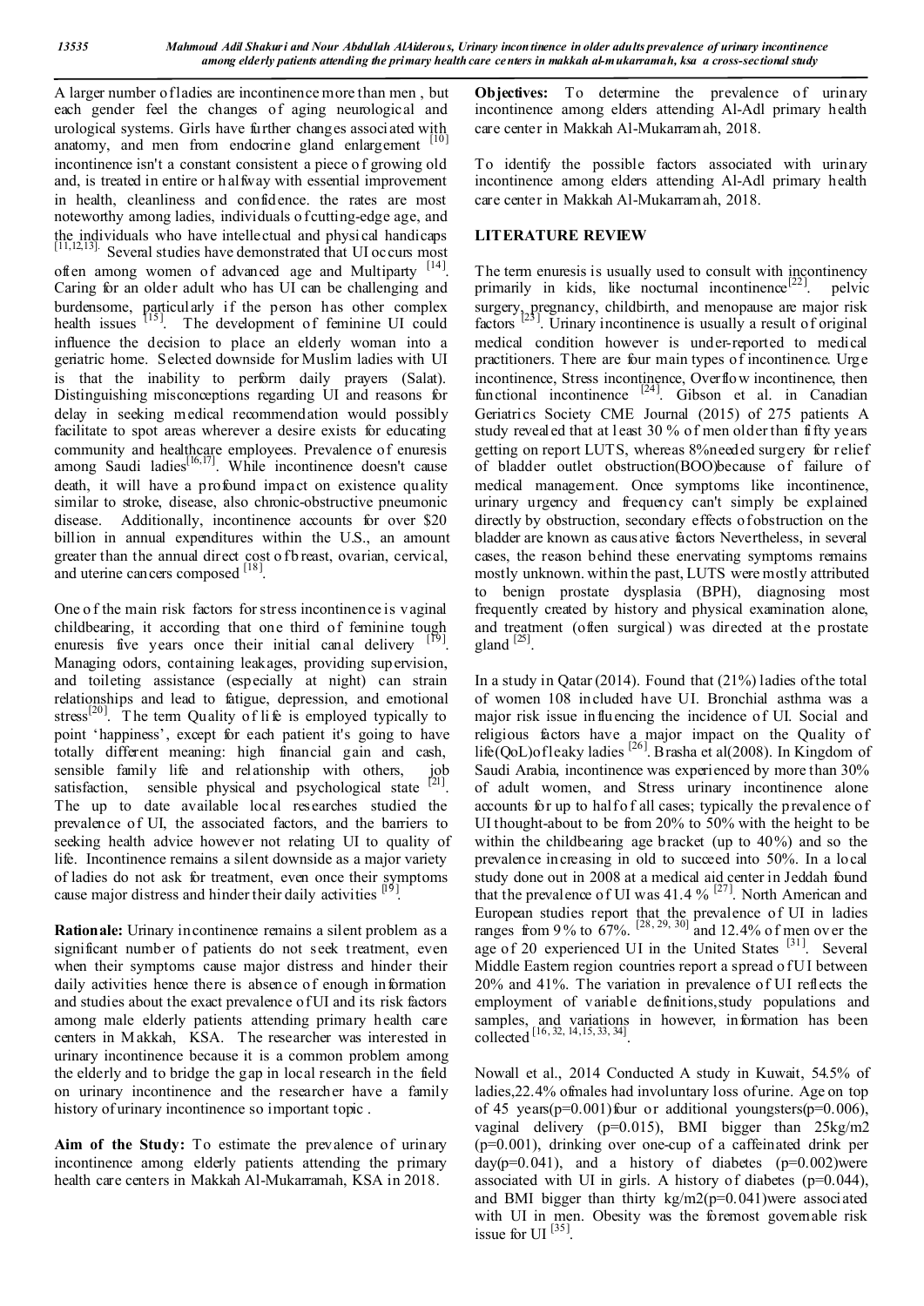A larger number of ladies are incontinence more than men , but each gender feel the changes of aging neurological and urological systems. Girls have further changes associated with anatomy, and men from endocrine gland enlargement [10] incontinence isn't a constant consistent a piece of growing old and, is treated in entire or halfway with essential improvement in health, cleanliness and confidence. the rates are most noteworthy among ladies, individuals of cutting-edge age, and the individuals who have intellectual and physical handicaps [11,12,13]. Several studies have demonstrated that UI occurs most often among women of advanced age and Multiparty [14]. Caring for an older adult who has UI can be challenging and burdensome, particularly if the person has other complex health issues [15]. The development of feminine UI could influence the decision to place an elderly woman into a geriatric home. Selected downside for Muslim ladies with UI is that the inability to perform daily prayers (Salat). Distinguishing misconceptions regarding UI and reasons for delay in seeking medical recommendation would possibly facilitate to spot areas wherever a desire exists for educating community and healthcare employees. Prevalence of enuresis among Saudi ladies[16,17]. While incontinence doesn't cause death, it will have a profound impact on existence quality similar to stroke, disease, also chronic-obstructive pneumonic disease. Additionally, incontinence accounts for over $20 billion in annual expenditures within the U.S., an amount greater than the annual direct cost of breast, ovarian, cervical, and uterine cancers composed [18].

One of the main risk factors for stress incontinence is vaginal childbearing, it according that one third of feminine tough enuresis five years once their initial canal delivery [19]. Managing odors, containing leakages, providing supervision, and toileting assistance (especially at night) can strain relationships and lead to fatigue, depression, and emotional stress[20]. The term Quality of life is employed typically to point 'happiness', except for each patient it's going to have totally different meaning: high financial gain and cash, sensible family life and relationship with others, job satisfaction, sensible physical and psychological state [21]. The up to date available local researches studied the prevalence of UI, the associated factors, and the barriers to seeking health advice however not relating UI to quality of life. Incontinence remains a silent downside as a major variety of ladies do not ask for treatment, even once their symptoms cause major distress and hinder their daily activities [19].

**Rationale:** Urinary incontinence remains a silent problem as a significant number of patients do not seek treatment, even when their symptoms cause major distress and hinder their daily activities hence there is absence of enough information and studies about the exact prevalence of UI and its risk factors among male elderly patients attending primary health care centers in Makkah, KSA. The researcher was interested in urinary incontinence because it is a common problem among the elderly and to bridge the gap in local research in the field on urinary incontinence and the researcher have a family history of urinary incontinence so important topic .

**Aim of the Study:** To estimate the prevalence of urinary incontinence among elderly patients attending the primary health care centers in Makkah Al-Mukarramah, KSA in 2018.

**Objectives:** To determine the prevalence of urinary incontinence among elders attending Al-Adl primary health care center in Makkah Al-Mukarramah, 2018.

To identify the possible factors associated with urinary incontinence among elders attending Al-Adl primary health care center in Makkah Al-Mukarramah, 2018.

## LITERATURE REVIEW

The term enuresis is usually used to consult with incontinency primarily in kids, like nocturnal incontinence[22]. pelvic surgery, pregnancy, childbirth, and menopause are major risk factors [23]. Urinary incontinence is usually a result of original medical condition however is under-reported to medical practitioners. There are four main types of incontinence. Urge incontinence, Stress incontinence, Overflow incontinence, then functional incontinence [24]. Gibson et al. in Canadian Geriatrics Society CME Journal (2015) of 275 patients A study revealed that at least 30 % of men older than fifty years getting on report LUTS, whereas 8%needed surgery for relief of bladder outlet obstruction(BOO)because of failure of medical management. Once symptoms like incontinence, urinary urgency and frequency can't simply be explained directly by obstruction, secondary effects of obstruction on the bladder are known as causative factors Nevertheless, in several cases, the reason behind these enervating symptoms remains mostly unknown. within the past, LUTS were mostly attributed to benign prostate dysplasia (BPH), diagnosing most frequently created by history and physical examination alone, and treatment (often surgical) was directed at the prostate gland [25].

In a study in Qatar (2014). Found that (21%) ladies of the total of women 108 included have UI. Bronchial asthma was a major risk issue influencing the incidence of UI. Social and religious factors have a major impact on the Quality of life(QoL)of leaky ladies [26]. Brasha et al(2008). In Kingdom of Saudi Arabia, incontinence was experienced by more than 30% of adult women, and Stress urinary incontinence alone accounts for up to half of all cases; typically the prevalence of UI thought-about to be from 20% to 50% with the height to be within the childbearing age bracket (up to 40%) and so the prevalence increasing in old to succeed into 50%. In a local study done out in 2008 at a medical aid center in Jeddah found that the prevalence of UI was 41.4 % [27]. North American and European studies report that the prevalence of UI in ladies ranges from 9% to 67%. [28, 29, 30] and 12.4% of men over the age of 20 experienced UI in the United States [31]. Several Middle Eastern region countries report a spread of UI between 20% and 41%. The variation in prevalence of UI reflects the employment of variable definitions,study populations and samples, and variations in however, information has been collected [16, 32, 14,15, 33, 34].

Nowall et al., 2014 Conducted A study in Kuwait, 54.5% of ladies,22.4% ofmales had involuntary loss of urine. Age on top of 45 years(p=0.001)four or additional youngsters(p=0.006), vaginal delivery (p=0.015), BMI bigger than 25kg/m2 (p=0.001), drinking over one-cup of a caffeinated drink per day(p=0.041), and a history of diabetes (p=0.002)were associated with UI in girls. A history of diabetes (p=0.044), and BMI bigger than thirty kg/m2(p=0.041)were associated with UI in men. Obesity was the foremost governable risk issue for UI [35].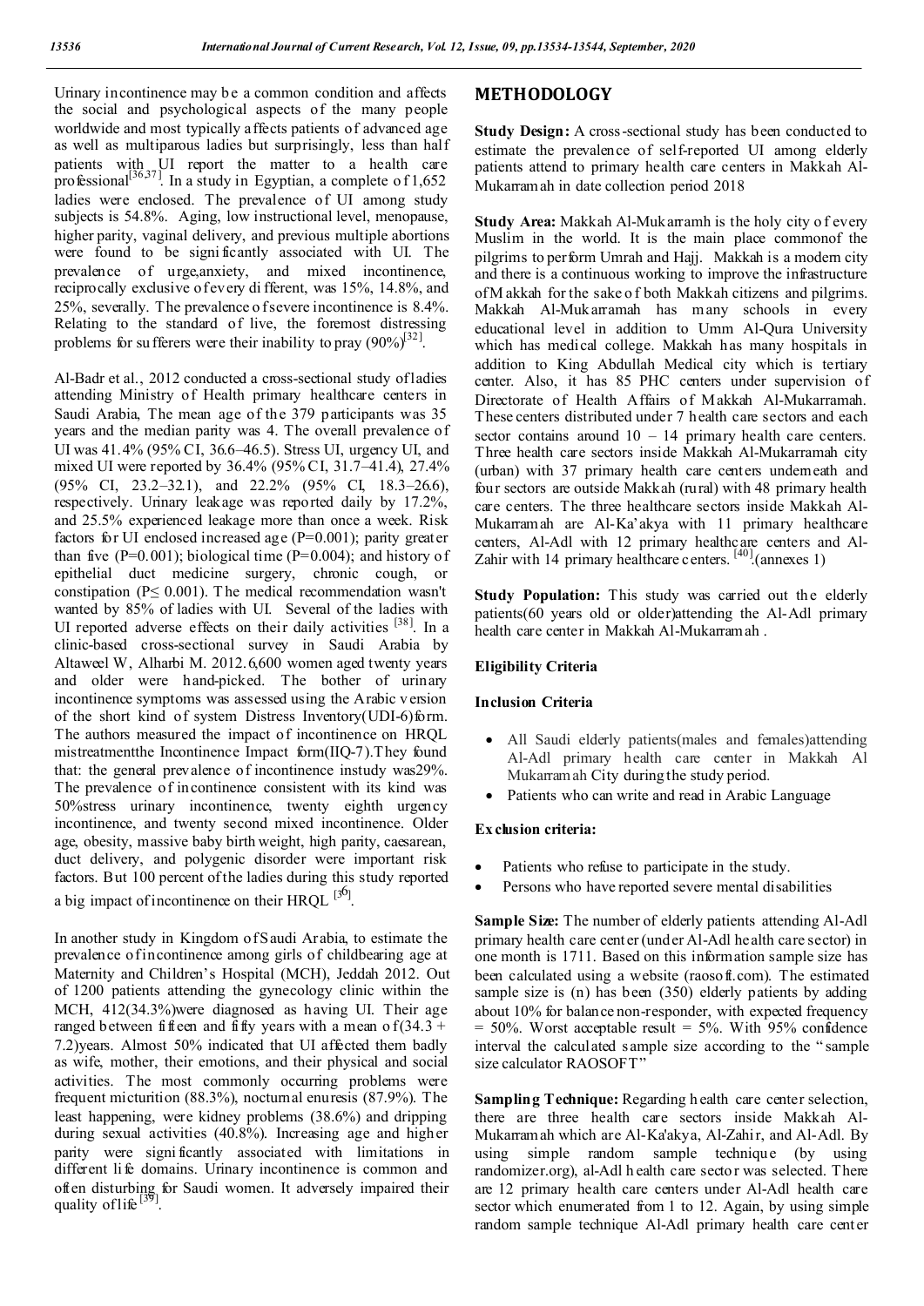Urinary incontinence may be a common condition and affects the social and psychological aspects of the many people worldwide and most typically affects patients of advanced age as well as multiparous ladies but surprisingly, less than half patients with UI report the matter to a health care professional[36,37]. In a study in Egyptian, a complete of 1,652 ladies were enclosed. The prevalence of UI among study subjects is 54.8%. Aging, low instructional level, menopause, higher parity, vaginal delivery, and previous multiple abortions were found to be significantly associated with UI. The prevalence of urge,anxiety, and mixed incontinence, reciprocally exclusive of every different, was 15%, 14.8%, and 25%, severally. The prevalence of severe incontinence is 8.4%. Relating to the standard of live, the foremost distressing problems for sufferers were their inability to pray (90%)[32].

Al-Badr et al., 2012 conducted a cross-sectional study of ladies attending Ministry of Health primary healthcare centers in Saudi Arabia, The mean age of the 379 participants was 35 years and the median parity was 4. The overall prevalence of UI was 41.4% (95% CI, 36.6–46.5). Stress UI, urgency UI, and mixed UI were reported by 36.4% (95% CI, 31.7–41.4), 27.4% (95% CI, 23.2–32.1), and 22.2% (95% CI, 18.3–26.6), respectively. Urinary leakage was reported daily by 17.2%, and 25.5% experienced leakage more than once a week. Risk factors for UI enclosed increased age (P=0.001); parity greater than five (P=0.001); biological time (P=0.004); and history of epithelial duct medicine surgery, chronic cough, or constipation (P≤ 0.001). The medical recommendation wasn't wanted by 85% of ladies with UI. Several of the ladies with UI reported adverse effects on their daily activities [38]. In a clinic-based cross-sectional survey in Saudi Arabia by Altaweel W, Alharbi M. 2012. 6,600 women aged twenty years and older were hand-picked. The bother of urinary incontinence symptoms was assessed using the Arabic version of the short kind of system Distress Inventory(UDI-6)form. The authors measured the impact of incontinence on HRQL mistreatmentthe Incontinence Impact form(IIQ-7).They found that: the general prevalence of incontinence instudy was29%. The prevalence of incontinence consistent with its kind was 50%stress urinary incontinence, twenty eighth urgency incontinence, and twenty second mixed incontinence. Older age, obesity, massive baby birth weight, high parity, caesarean, duct delivery, and polygenic disorder were important risk factors. But 100 percent of the ladies during this study reported a big impact of incontinence on their HRQL [36].

In another study in Kingdom of Saudi Arabia, to estimate the prevalence of incontinence among girls of childbearing age at Maternity and Children's Hospital (MCH), Jeddah 2012. Out of 1200 patients attending the gynecology clinic within the MCH, 412(34.3%)were diagnosed as having UI. Their age ranged between fifteen and fifty years with a mean of(34.3 + 7.2)years. Almost 50% indicated that UI affected them badly as wife, mother, their emotions, and their physical and social activities. The most commonly occurring problems were frequent micturition (88.3%), nocturnal enuresis (87.9%). The least happening, were kidney problems (38.6%) and dripping during sexual activities (40.8%). Increasing age and higher parity were significantly associated with limitations in different life domains. Urinary incontinence is common and often disturbing for Saudi women. It adversely impaired their quality of life[39].

## METHODOLOGY

**Study Design:** A cross-sectional study has been conducted to estimate the prevalence of self-reported UI among elderly patients attend to primary health care centers in Makkah Al-Mukarramah in date collection period 2018

**Study Area:** Makkah Al-Mukarramh is the holy city of every Muslim in the world. It is the main place commonof the pilgrims to perform Umrah and Hajj. Makkah is a modern city and there is a continuous working to improve the infrastructure ofMakkah for the sake of both Makkah citizens and pilgrims. Makkah Al-Mukarramah has many schools in every educational level in addition to Umm Al-Qura University which has medical college. Makkah has many hospitals in addition to King Abdullah Medical city which is tertiary center. Also, it has 85 PHC centers under supervision of Directorate of Health Affairs of Makkah Al-Mukarramah. These centers distributed under 7 health care sectors and each sector contains around 10 – 14 primary health care centers. Three health care sectors inside Makkah Al-Mukarramah city (urban) with 37 primary health care centers underneath and four sectors are outside Makkah (rural) with 48 primary health care centers. The three healthcare sectors inside Makkah Al-Mukarramah are Al-Ka'akya with 11 primary healthcare centers, Al-Adl with 12 primary healthcare centers and Al-Zahir with 14 primary healthcare centers. [40].(annexes 1)

**Study Population:** This study was carried out the elderly patients(60 years old or older)attending the Al-Adl primary health care center in Makkah Al-Mukarramah .

**Eligibility Criteria**

**Inclusion Criteria**

- All Saudi elderly patients(males and females)attending Al-Adl primary health care center in Makkah Al Mukarramah City during the study period.
- Patients who can write and read in Arabic Language

**Exclusion criteria:**

- Patients who refuse to participate in the study.
- Persons who have reported severe mental disabilities

**Sample Size:** The number of elderly patients attending Al-Adl primary health care center (under Al-Adl health care sector) in one month is 1711. Based on this information sample size has been calculated using a website (raosoft.com). The estimated sample size is (n) has been (350) elderly patients by adding about 10% for balance non-responder, with expected frequency = 50%. Worst acceptable result = 5%. With 95% confidence interval the calculated sample size according to the "sample size calculator RAOSOFT"

**Sampling Technique:** Regarding health care center selection, there are three health care sectors inside Makkah Al-Mukarramah which are Al-Ka'akya, Al-Zahir, and Al-Adl. By using simple random sample technique (by using randomizer.org), al-Adl health care sector was selected. There are 12 primary health care centers under Al-Adl health care sector which enumerated from 1 to 12. Again, by using simple random sample technique Al-Adl primary health care center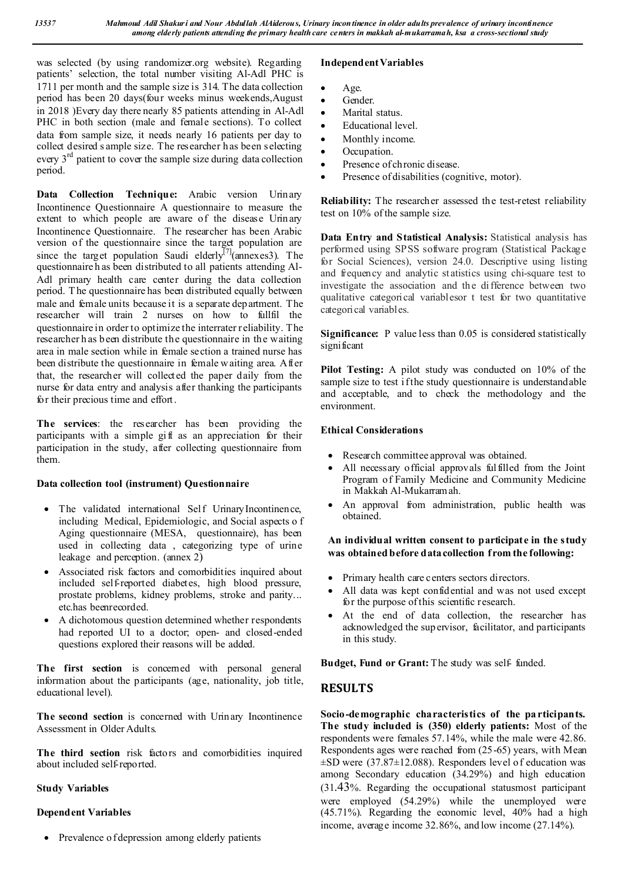was selected (by using randomizer.org website). Regarding patients' selection, the total number visiting Al-Adl PHC is 1711 per month and the sample size is 314. The data collection period has been 20 days(four weeks minus weekends,August in 2018 )Every day there nearly 85 patients attending in Al-Adl PHC in both section (male and female sections). To collect data from sample size, it needs nearly 16 patients per day to collect desired sample size. The researcher has been selecting every 3rd patient to cover the sample size during data collection period.

**Data Collection Technique:** Arabic version Urinary Incontinence Questionnaire A questionnaire to measure the extent to which people are aware of the disease Urinary Incontinence Questionnaire. The researcher has been Arabic version of the questionnaire since the target population are since the target population Saudi elderly[7](annexes3). The questionnaire has been distributed to all patients attending Al-Adl primary health care center during the data collection period. The questionnaire has been distributed equally between male and female units because it is a separate department. The researcher will train 2 nurses on how to fullfil the questionnaire in order to optimize the interrater reliability. The researcher has been distribute the questionnaire in the waiting area in male section while in female section a trained nurse has been distribute the questionnaire in female waiting area. After that, the researcher will collected the paper daily from the nurse for data entry and analysis after thanking the participants for their precious time and effort.

**The services**: the researcher has been providing the participants with a simple gift as an appreciation for their participation in the study, after collecting questionnaire from them.

**Data collection tool (instrument) Questionnaire**

- The validated international Self UrinaryIncontinence, including Medical, Epidemiologic, and Social aspects of Aging questionnaire (MESA, questionnaire), has been used in collecting data , categorizing type of urine leakage and perception. (annex 2)
- Associated risk factors and comorbidities inquired about included self-reported diabetes, high blood pressure, prostate problems, kidney problems, stroke and parity… etc.has beenrecorded.
- A dichotomous question determined whether respondents had reported UI to a doctor; open- and closed-ended questions explored their reasons will be added.

**The first section** is concerned with personal general information about the participants (age, nationality, job title, educational level).

**The second section** is concerned with Urinary Incontinence Assessment in Older Adults.

**The third section** risk factors and comorbidities inquired about included self-reported.

**Study Variables**

**Dependent Variables**

- Prevalence of depression among elderly patients

**Independent Variables**

- Age.
- Gender.
- Marital status.
- Educational level.
- Monthly income.
- Occupation.
- Presence of chronic disease.
- Presence of disabilities (cognitive, motor).

**Reliability:** The researcher assessed the test-retest reliability test on 10% of the sample size.

**Data Entry and Statistical Analysis:** Statistical analysis has performed using SPSS software program (Statistical Package for Social Sciences), version 24.0. Descriptive using listing and frequency and analytic statistics using chi-square test to investigate the association and the difference between two qualitative categorical variablesor t test for two quantitative categorical variables.

**Significance:** P value less than 0.05 is considered statistically significant

**Pilot Testing:** A pilot study was conducted on 10% of the sample size to test if the study questionnaire is understandable and acceptable, and to check the methodology and the environment.

**Ethical Considerations**

- Research committee approval was obtained.
- All necessary official approvals fulfilled from the Joint Program of Family Medicine and Community Medicine in Makkah Al-Mukarramah.
- An approval from administration, public health was obtained.

**An individual written consent to participate in the study was obtained before data collection from the following:**

- Primary health care centers sectors directors.
- All data was kept confidential and was not used except for the purpose of this scientific research.
- At the end of data collection, the researcher has acknowledged the supervisor, facilitator, and participants in this study.

**Budget, Fund or Grant:** The study was self- funded.

## RESULTS

**Socio-demographic characteristics of the participants. The study included is (350) elderly patients:** Most of the respondents were females 57.14%, while the male were 42.86. Respondents ages were reached from (25-65) years, with Mean ±SD were (37.87±12.088). Responders level of education was among Secondary education (34.29%) and high education (31.43%. Regarding the occupational statusmost participant were employed (54.29%) while the unemployed were (45.71%). Regarding the economic level, 40% had a high income, average income 32.86%, and low income (27.14%).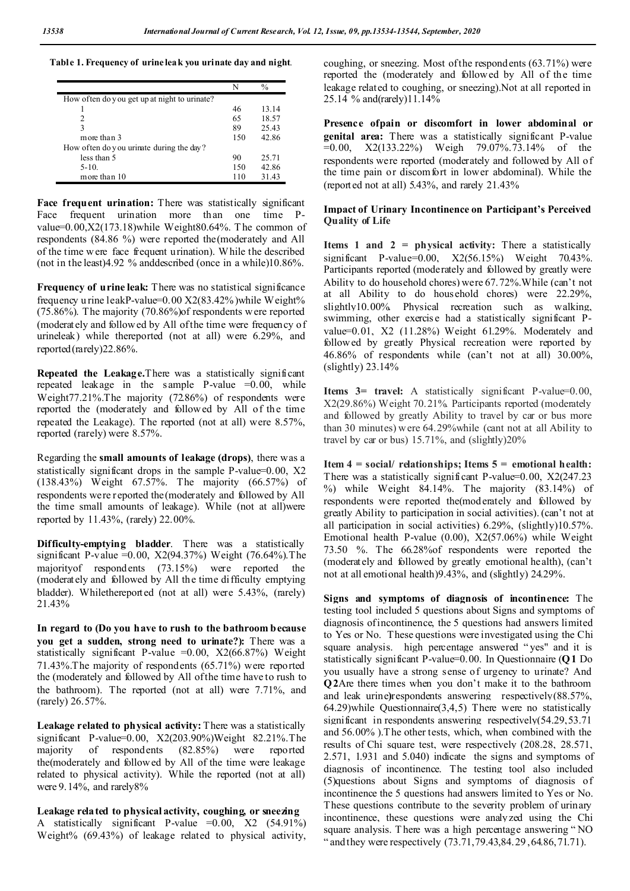**Table 1. Frequency of urine leak you urinate day and night**.

| | N | % |
|---|---|---|
| How often do you get up at night to urinate? | | |
| 1 | 46 | 13.14 |
| 2 | 65 | 18.57 |
| 3 | 89 | 25.43 |
| more than 3 | 150 | 42.86 |
| How often do you urinate during the day? | | |
| less than 5 | 90 | 25.71 |
| 5-10. | 150 | 42.86 |
| more than 10 | 110 | 31.43 |

**Face frequent urination:** There was statistically significant Face frequent urination more than one time P-value=0.00,X2(173.18)while Weight80.64%. The common of respondents (84.86 %) were reported the(moderately and All of the time were face frequent urination). While the described (not in the least)4.92 % anddescribed (once in a while)10.86%.

**Frequency of urine leak:** There was no statistical significance frequency urine leakP-value=0.00 X2(83.42%)while Weight% (75.86%). The majority (70.86%)of respondents were reported (moderately and followed by All of the time were frequency of urineleak) while thereported (not at all) were 6.29%, and reported(rarely)22.86%.

**Repeated the Leakage.** There was a statistically significant repeated leakage in the sample P-value =0.00, while Weight77.21%.The majority (72.86%) of respondents were reported the (moderately and followed by All of the time repeated the Leakage). The reported (not at all) were 8.57%, reported (rarely) were 8.57%.

Regarding the **small amounts of leakage (drops)**, there was a statistically significant drops in the sample P-value=0.00, X2 (138.43%) Weight 67.57%. The majority (66.57%) of respondents were reported the(moderately and followed by All the time small amounts of leakage). While (not at all)were reported by 11.43%, (rarely) 22.00%.

**Difficulty-emptying bladder**. There was a statistically significant P-value =0.00, X2(94.37%) Weight (76.64%).The majorityof respondents (73.15%) were reported the (moderately and followed by All the time difficulty emptying bladder). Whilethereported (not at all) were 5.43%, (rarely) 21.43%

**In regard to (Do you have to rush to the bathroom because you get a sudden, strong need to urinate?):** There was a statistically significant P-value =0.00, X2(66.87%) Weight 71.43%.The majority of respondents (65.71%) were reported the (moderately and followed by All of the time have to rush to the bathroom). The reported (not at all) were 7.71%, and (rarely) 26.57%.

**Leakage related to physical activity:** There was a statistically significant P-value=0.00, X2(203.90%)Weight 82.21%.The majority of respondents (82.85%) were reported the(moderately and followed by All of the time were leakage related to physical activity). While the reported (not at all) were 9.14%, and rarely8%

**Leakage related to physical activity, coughing, or sneezing** A statistically significant P-value =0.00, X2 (54.91%) Weight% (69.43%) of leakage related to physical activity, coughing, or sneezing. Most ofthe respondents (63.71%) were reported the (moderately and followed by All of the time leakage related to coughing, or sneezing).Not at all reported in 25.14 % and(rarely)11.14%

**Presence ofpain or discomfort in lower abdominal or genital area:** There was a statistically significant P-value =0.00, X2(133.22%) Weigh 79.07%.73.14% of the respondents were reported (moderately and followed by All of the time pain or discomfort in lower abdominal). While the (reported not at all) 5.43%, and rarely 21.43%

**Impact of Urinary Incontinence on Participant's Perceived Quality of Life**

**Items 1 and 2 = physical activity:** There a statistically significant P-value=0.00, X2(56.15%) Weight 70.43%. Participants reported (moderately and followed by greatly were Ability to do household chores) were 67.72%.While (can't not at all Ability to do household chores) were 22.29%, slightly10.00%. Physical recreation such as walking, swimming, other exercise had a statistically significant P-value=0.01, X2 (11.28%) Weight 61.29%. Moderately and followed by greatly Physical recreation were reported by 46.86% of respondents while (can't not at all) 30.00%, (slightly) 23.14%

**Items 3= travel:** A statistically significant P-value=0.00, X2(29.86%) Weight 70.21%. Participants reported (moderately and followed by greatly Ability to travel by car or bus more than 30 minutes) were 64.29%while (cant not at all Ability to travel by car or bus) 15.71%, and (slightly)20%

**Item 4 = social/ relationships; Items 5 = emotional health:** There was a statistically significant P-value=0.00, X2(247.23 %) while Weight 84.14%. The majority (83.14%) of respondents were reported the(moderately and followed by greatly Ability to participation in social activities).(can't not at all participation in social activities) 6.29%, (slightly)10.57%. Emotional health P-value (0.00), X2(57.06%) while Weight 73.50 %. The 66.28%of respondents were reported the (moderately and followed by greatly emotional health), (can't not at all emotional health)9.43%, and (slightly) 24.29%.

**Signs and symptoms of diagnosis of incontinence:** The testing tool included 5 questions about Signs and symptoms of diagnosis ofincontinence, the 5 questions had answers limited to Yes or No. These questions were investigated using the Chi square analysis. high percentage answered "yes" and it is statistically significant P-value=0.00. In Questionnaire (**Q1** Do you usually have a strong sense of urgency to urinate? And **Q2**Are there times when you don't make it to the bathroom and leak urine)respondents answering respectively(88.57%, 64.29)while Questionnaire(3,4,5) There were no statistically significant in respondents answering respectively(54.29,53.71 and 56.00% ).The other tests, which, when combined with the results of Chi square test, were respectively (208.28, 28.571, 2.571, 1.931 and 5.040) indicate the signs and symptoms of diagnosis of incontinence. The testing tool also included (5)questions about Signs and symptoms of diagnosis of incontinence the 5 questions had answers limited to Yes or No. These questions contribute to the severity problem of urinary incontinence, these questions were analyzed using the Chi square analysis. There was a high percentage answering "NO "and they were respectively (73.71,79.43,84.29,64.86,71.71).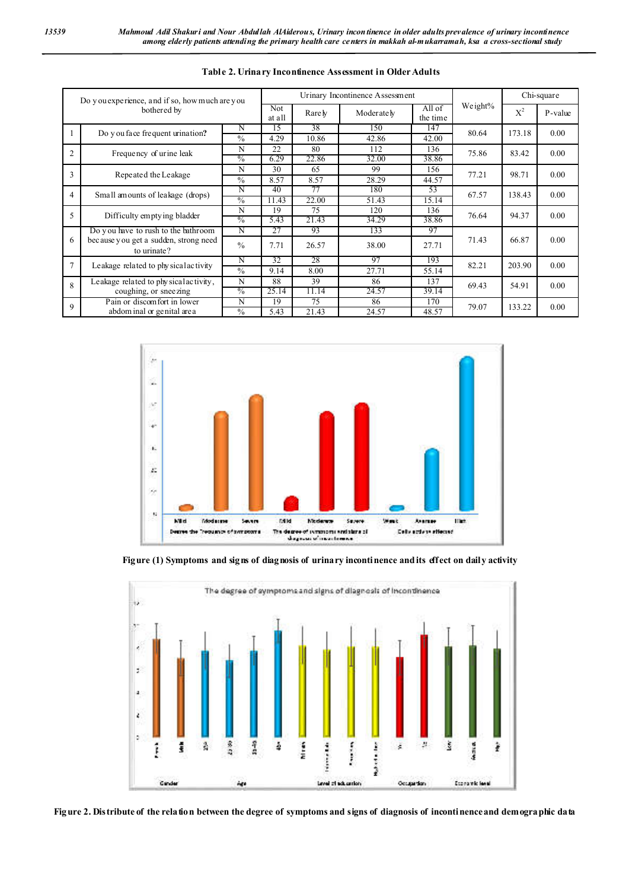**Table 2. Urinary Incontinence Assessment in Older Adults**

| | Do you experience, and if so, how much are you bothered by | | Urinary Incontinence Assessment | | | | Weight% | Chi-square | |
|---|---|---|---|---|---|---|---|---|---|
| | | | Not at all | Rarely | Moderately | All of the time | | $X^2$ | P-value |
| 1 | Do you face frequent urination? | N | 15 | 38 | 150 | 147 | 80.64 | 173.18 | 0.00 |
| | | % | 4.29 | 10.86 | 42.86 | 42.00 | | | |
| 2 | Frequency of urine leak | N | 22 | 80 | 112 | 136 | 75.86 | 83.42 | 0.00 |
| | | % | 6.29 | 22.86 | 32.00 | 38.86 | | | |
| 3 | Repeated the Leakage | N | 30 | 65 | 99 | 156 | 77.21 | 98.71 | 0.00 |
| | | % | 8.57 | 8.57 | 28.29 | 44.57 | | | |
| 4 | Small amounts of leakage (drops) | N | 40 | 77 | 180 | 53 | 67.57 | 138.43 | 0.00 |
| | | % | 11.43 | 22.00 | 51.43 | 15.14 | | | |
| 5 | Difficulty emptying bladder | N | 19 | 75 | 120 | 136 | 76.64 | 94.37 | 0.00 |
| | | % | 5.43 | 21.43 | 34.29 | 38.86 | | | |
| 6 | Do you have to rush to the bathroom because you get a sudden, strong need to urinate? | N | 27 | 93 | 133 | 97 | 71.43 | 66.87 | 0.00 |
| | | % | 7.71 | 26.57 | 38.00 | 27.71 | | | |
| 7 | Leakage related to physical activity | N | 32 | 28 | 97 | 193 | 82.21 | 203.90 | 0.00 |
| | | % | 9.14 | 8.00 | 27.71 | 55.14 | | | |
| 8 | Leakage related to physical activity, coughing, or sneezing | N | 88 | 39 | 86 | 137 | 69.43 | 54.91 | 0.00 |
| | | % | 25.14 | 11.14 | 24.57 | 39.14 | | | |
| 9 | Pain or discomfort in lower abdominal or genital area | N | 19 | 75 | 86 | 170 | 79.07 | 133.22 | 0.00 |
| | | % | 5.43 | 21.43 | 24.57 | 48.57 | | | |

**Figure (1) Symptoms and signs of diagnosis of urinary incontinence and its effect on daily activity**

**Figure 2. Distribute of the relation between the degree of symptoms and signs of diagnosis of incontinence and demographic data**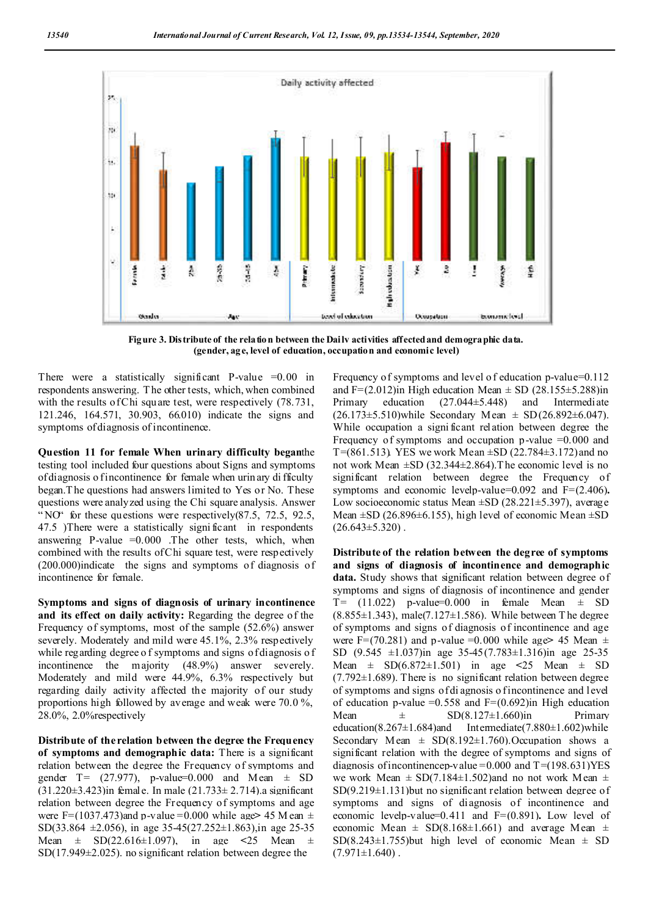**Figure 3. Distribute of the relation between the Daily activities affected and demographic data. (gender, age, level of education, occupation and economic level)**

There were a statistically significant P-value =0.00 in respondents answering. The other tests, which, when combined with the results of Chi square test, were respectively (78.731, 121.246, 164.571, 30.903, 66.010) indicate the signs and symptoms of diagnosis of incontinence.

**Question 11 for female When urinary difficulty began**the testing tool included four questions about Signs and symptoms of diagnosis of incontinence for female when urinary difficulty began.The questions had answers limited to Yes or No. These questions were analyzed using the Chi square analysis. Answer "NO" for these questions were respectively(87.5, 72.5, 92.5, 47.5 )There were a statistically significant in respondents answering P-value =0.000 .The other tests, which, when combined with the results of Chi square test, were respectively (200.000)indicate the signs and symptoms of diagnosis of incontinence for female.

**Symptoms and signs of diagnosis of urinary incontinence and its effect on daily activity:** Regarding the degree of the Frequency of symptoms, most of the sample (52.6%) answer severely. Moderately and mild were 45.1%, 2.3% respectively while regarding degree of symptoms and signs of diagnosis of incontinence the majority (48.9%) answer severely. Moderately and mild were 44.9%, 6.3% respectively but regarding daily activity affected the majority of our study proportions high followed by average and weak were 70.0 %, 28.0%, 2.0%respectively

**Distribute of the relation between the degree the Frequency of symptoms and demographic data:** There is a significant relation between the degree the Frequency of symptoms and gender T= (27.977), p-value=0.000 and Mean ± SD (31.220±3.423)in female. In male (21.733± 2.714).a significant relation between degree the Frequency of symptoms and age were F=(1037.473)and p-value=0.000 while age> 45 Mean ± SD(33.864 ±2.056), in age 35-45(27.252±1.863),in age 25-35 Mean ± SD(22.616±1.097), in age <25 Mean ± SD(17.949±2.025). no significant relation between degree the Frequency of symptoms and level of education p-value=0.112 and F=(2.012)in High education Mean ± SD (28.155±5.288)in Primary education (27.044±5.448) and Intermediate (26.173±5.510)while Secondary Mean ± SD(26.892±6.047). While occupation a significant relation between degree the Frequency of symptoms and occupation p-value =0.000 and T=(861.513). YES we work Mean ±SD (22.784±3.172)and no not work Mean ±SD (32.344±2.864).The economic level is no significant relation between degree the Frequency of symptoms and economic levelp-value=0.092 and F=(2.406)**.** Low socioeconomic status Mean ±SD (28.221±5.397), average Mean ±SD (26.896±6.155), high level of economic Mean ±SD (26.643±5.320) .

**Distribute of the relation between the degree of symptoms and signs of diagnosis of incontinence and demographic data.** Study shows that significant relation between degree of symptoms and signs of diagnosis of incontinence and gender T= (11.022) p-value=0.000 in female Mean ± SD (8.855±1.343), male(7.127±1.586). While between The degree of symptoms and signs of diagnosis of incontinence and age were F=(70.281) and p-value =0.000 while age> 45 Mean ± SD (9.545 ±1.037)in age 35-45(7.783±1.316)in age 25-35 Mean ± SD(6.872±1.501) in age <25 Mean ± SD (7.792±1.689). There is no significant relation between degree of symptoms and signs of diagnosis of incontinence and level of education p-value =0.558 and F=(0.692)in High education Mean ± SD(8.127±1.660)in Primary education(8.267±1.684)and Intermediate(7.880±1.602)while Secondary Mean ± SD(8.192±1.760).Occupation shows a significant relation with the degree of symptoms and signs of diagnosis of incontinencep-value=0.000 and T=(198.631)YES we work Mean ± SD(7.184±1.502)and no not work Mean ± SD(9.219±1.131)but no significant relation between degree of symptoms and signs of diagnosis of incontinence and economic levelp-value=0.411 and F=(0.891)**.** Low level of economic Mean ± SD(8.168±1.661) and average Mean ± SD(8.243±1.755)but high level of economic Mean ± SD (7.971±1.640) .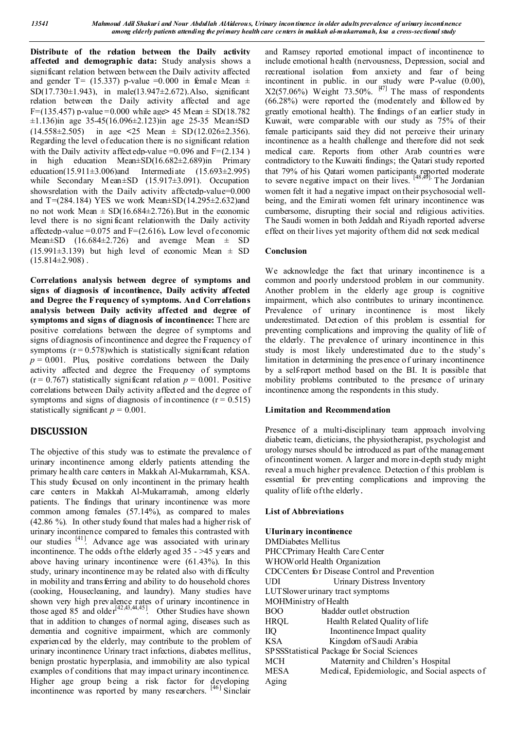**Distribute of the relation between the Daily activity affected and demographic data:** Study analysis shows a significant relation between the Daily activity affected and gender T= (15.337) p-value =0.000 in female Mean ± SD(17.730±1.943), in male(13.947±2.672).Also, significant relation between the Daily activity affected and age F=(135.457) p-value=0.000 while age> 45 Mean ± SD(18.782 ±1.136)in age 35-45(16.096±2.123)in age 25-35 Mean±SD (14.558±2.505) in age <25 Mean ± SD(12.026±2.356). Regarding the level of education there is no significant relation with the Daily activity affectedp-value =0.096 and F=(2.134 ) in high education Mean±SD(16.682±2.689)in Primary education(15.911±3.006)and Intermediate (15.693±2.995) while Secondary Mean±SD (15.917±3.091). Occupation showsrelation with the Daily activity affectedp-value=0.000 and T=(284.184) YES we work Mean±SD(14.295±2.632)and no not work Mean ± SD(16.684±2.726).But in the economic level there is no significant relationwith the Daily activity affectedp-value=0.075 and F=(2.616)**.** Low level of economic Mean±SD (16.684±2.726) and average Mean ± SD (15.991±3.139) but high level of economic Mean ± SD (15.814±2.908) .

**Correlations analysis between degree of symptoms and signs of diagnosis of incontinence, Daily activity affected and Degree the Frequency of symptoms. And Correlations analysis between Daily activity affected and degree of symptoms and signs of diagnosis of incontinence:** There are positive correlations between the degree of symptoms and signs of diagnosis of incontinence and degree the Frequency of symptoms ($r = 0.578$)which is statistically significant relation $p = 0.001$. Plus, positive correlations between the Daily activity affected and degree the Frequency of symptoms ($r = 0.767$) statistically significant relation $p = 0.001$. Positive correlations between Daily activity affected and the degree of symptoms and signs of diagnosis of incontinence ($r = 0.515$) statistically significant $p = 0.001$.

## DISCUSSION

The objective of this study was to estimate the prevalence of urinary incontinence among elderly patients attending the primary health care centers in Makkah Al-Mukarramah, KSA. This study focused on only incontinent in the primary health care centers in Makkah Al-Mukarramah, among elderly patients. The findings that urinary incontinence was more common among females (57.14%), as compared to males (42.86 %). In other study found that males had a higher risk of urinary incontinence compared to females this contrasted with our studies [41]. Advance age was associated with urinary incontinence. The odds of the elderly aged 35 - >45 years and above having urinary incontinence were (61.43%). In this study, urinary incontinence may be related also with difficulty in mobility and transferring and ability to do household chores (cooking, Housecleaning, and laundry). Many studies have shown very high prevalence rates of urinary incontinence in those aged 85 and older[42,43,44,45]. Other Studies have shown that in addition to changes of normal aging, diseases such as dementia and cognitive impairment, which are commonly experienced by the elderly, may contribute to the problem of urinary incontinence Urinary tract infections, diabetes mellitus, benign prostatic hyperplasia, and immobility are also typical examples of conditions that may impact urinary incontinence. Higher age group being a risk factor for developing incontinence was reported by many researchers. [46] Sinclair and Ramsey reported emotional impact of incontinence to include emotional health (nervousness, Depression, social and recreational isolation from anxiety and fear of being incontinent in public. in our study were P-value (0.00), X2(57.06%) Weight 73.50%. [47] The mass of respondents (66.28%) were reported the (moderately and followed by greatly emotional health). The findings of an earlier study in Kuwait, were comparable with our study as 75% of their female participants said they did not perceive their urinary incontinence as a health challenge and therefore did not seek medical care. Reports from other Arab countries were contradictory to the Kuwaiti findings; the Qatari study reported that 79% of his Qatari women participants reported moderate to severe negative impact on their lives. [48,49]. The Jordanian women felt it had a negative impact on their psychosocial well-being, and the Emirati women felt urinary incontinence was cumbersome, disrupting their social and religious activities. The Saudi women in both Jeddah and Riyadh reported adverse effect on their lives yet majority of them did not seek medical

### Conclusion

We acknowledge the fact that urinary incontinence is a common and poorly understood problem in our community. Another problem in the elderly age group is cognitive impairment, which also contributes to urinary incontinence. Prevalence of urinary incontinence is most likely underestimated. Detection of this problem is essential for preventing complications and improving the quality of life of the elderly. The prevalence of urinary incontinence in this study is most likely underestimated due to the study's limitation in determining the presence of urinary incontinence by a self-report method based on the BI. It is possible that mobility problems contributed to the presence of urinary incontinence among the respondents in this study.

### Limitation and Recommendation

Presence of a multi-disciplinary team approach involving diabetic team, dieticians, the physiotherapist, psychologist and urology nurses should be introduced as part of the management of incontinent women. A larger and more in-depth study might reveal a much higher prevalence. Detection of this problem is essential for preventing complications and improving the quality of life of the elderly.

### List of Abbreviations

**UIurinary incontinence**
DMDiabetes Mellitus
PHCCPrimary Health Care Center
WHOWorld Health Organization
CDCCenters for Disease Control and Prevention
UDI Urinary Distress Inventory
LUTSlower urinary tract symptoms
MOHMinistry of Health
BOO bladder outlet obstruction
HRQL Health Related Quality of life
IIQ Incontinence Impact quality
KSA Kingdom of Saudi Arabia
SPSSStatistical Package for Social Sciences
MCH Maternity and Children's Hospital
MESA Medical, Epidemiologic, and Social aspects of Aging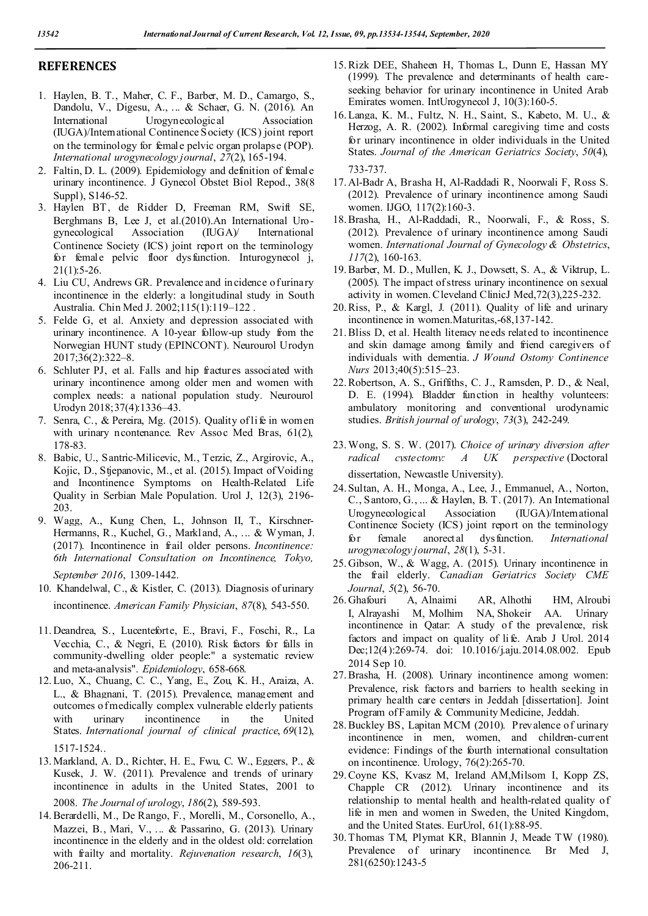## REFERENCES

1. Haylen, B. T., Maher, C. F., Barber, M. D., Camargo, S., Dandolu, V., Digesu, A., ... & Schaer, G. N. (2016). An International Urogynecological Association (IUGA)/International Continence Society (ICS) joint report on the terminology for female pelvic organ prolapse (POP). *International urogynecology journal*, *27*(2), 165-194.
2. Faltin, D. L. (2009). Epidemiology and definition of female urinary incontinence. J Gynecol Obstet Biol Repod., 38(8 Suppl), S146-52.
3. Haylen BT, de Ridder D, Freeman RM, Swift SE, Berghmans B, Lee J, et al.(2010).An International Uro-gynecological Association (IUGA)/ International Continence Society (ICS) joint report on the terminology for female pelvic floor dysfunction. Inturogynecol j, 21(1):5-26.
4. Liu CU, Andrews GR. Prevalence and incidence of urinary incontinence in the elderly: a longitudinal study in South Australia. Chin Med J. 2002;115(1):119–122 .
5. Felde G, et al. Anxiety and depression associated with urinary incontinence. A 10-year follow-up study from the Norwegian HUNT study (EPINCONT). Neurourol Urodyn 2017;36(2):322–8.
6. Schluter PJ, et al. Falls and hip fractures associated with urinary incontinence among older men and women with complex needs: a national population study. Neurourol Urodyn 2018;37(4):1336–43.
7. Senra, C., & Pereira, Mg. (2015). Quality of life in women with urinary ncontenance. Rev Assoc Med Bras, 61(2), 178-83.
8. Babic, U., Santric-Milicevic, M., Terzic, Z., Argirovic, A., Kojic, D., Stjepanovic, M., et al. (2015). Impact of Voiding and Incontinence Symptoms on Health-Related Life Quality in Serbian Male Population. Urol J, 12(3), 2196-203.
9. Wagg, A., Kung Chen, L., Johnson II, T., Kirschner-Hermanns, R., Kuchel, G., Markland, A., … & Wyman, J. (2017). Incontinence in frail older persons. *Incontinence: 6th International Consultation on Incontinence, Tokyo, September 2016*, 1309-1442.
10. Khandelwal, C., & Kistler, C. (2013). Diagnosis of urinary incontinence. *American Family Physician*, *87*(8), 543-550.
11. Deandrea, S., Lucenteforte, E., Bravi, F., Foschi, R., La Vecchia, C., & Negri, E. (2010). Risk factors for falls in community-dwelling older people:" a systematic review and meta-analysis". *Epidemiology*, 658-668.
12. Luo, X., Chuang, C. C., Yang, E., Zou, K. H., Araiza, A. L., & Bhagnani, T. (2015). Prevalence, management and outcomes of medically complex vulnerable elderly patients with urinary incontinence in the United States. *International journal of clinical practice*, *69*(12), 1517-1524..
13. Markland, A. D., Richter, H. E., Fwu, C. W., Eggers, P., & Kusek, J. W. (2011). Prevalence and trends of urinary incontinence in adults in the United States, 2001 to 2008. *The Journal of urology*, *186*(2), 589-593.
14. Berardelli, M., De Rango, F., Morelli, M., Corsonello, A., Mazzei, B., Mari, V., ... & Passarino, G. (2013). Urinary incontinence in the elderly and in the oldest old: correlation with frailty and mortality. *Rejuvenation research*, *16*(3), 206-211.
15. Rizk DEE, Shaheen H, Thomas L, Dunn E, Hassan MY (1999). The prevalence and determinants of health care-seeking behavior for urinary incontinence in United Arab Emirates women. IntUrogynecol J, 10(3):160-5.
16. Langa, K. M., Fultz, N. H., Saint, S., Kabeto, M. U., & Herzog, A. R. (2002). Informal caregiving time and costs for urinary incontinence in older individuals in the United States. *Journal of the American Geriatrics Society*, *50*(4), 733-737.
17. Al-Badr A, Brasha H, Al-Raddadi R, Noorwali F, Ross S. (2012). Prevalence of urinary incontinence among Saudi women. IJGO, 117(2):160-3.
18. Brasha, H., Al-Raddadi, R., Noorwali, F., & Ross, S. (2012). Prevalence of urinary incontinence among Saudi women. *International Journal of Gynecology & Obstetrics*, *117*(2), 160-163.
19. Barber, M. D., Mullen, K. J., Dowsett, S. A., & Viktrup, L. (2005). The impact of stress urinary incontinence on sexual activity in women. Cleveland ClinicJ Med,72(3),225-232.
20. Riss, P., & Kargl, J. (2011). Quality of life and urinary incontinence in women.Maturitas,-68,137-142.
21. Bliss D, et al. Health literacy needs related to incontinence and skin damage among family and friend caregivers of individuals with dementia. *J Wound Ostomy Continence Nurs* 2013;40(5):515–23.
22. Robertson, A. S., Griffiths, C. J., Ramsden, P. D., & Neal, D. E. (1994). Bladder function in healthy volunteers: ambulatory monitoring and conventional urodynamic studies. *British journal of urology*, *73*(3), 242-249.
23. Wong, S. S. W. (2017). *Choice of urinary diversion after radical cystectomy: A UK perspective* (Doctoral dissertation, Newcastle University).
24. Sultan, A. H., Monga, A., Lee, J., Emmanuel, A., Norton, C., Santoro, G., ... & Haylen, B. T. (2017). An International Urogynecological Association (IUGA)/International Continence Society (ICS) joint report on the terminology for female anorectal dysfunction. *International urogynecology journal*, *28*(1), 5-31.
25. Gibson, W., & Wagg, A. (2015). Urinary incontinence in the frail elderly. *Canadian Geriatrics Society CME Journal*, *5*(2), 56-70.
26. Ghafouri A, Alnaimi AR, Alhothi HM, Alroubi I, Alrayashi M, Molhim NA, Shokeir AA. Urinary incontinence in Qatar: A study of the prevalence, risk factors and impact on quality of life. Arab J Urol. 2014 Dec;12(4):269-74. doi: 10.1016/j.aju.2014.08.002. Epub 2014 Sep 10.
27. Brasha, H. (2008). Urinary incontinence among women: Prevalence, risk factors and barriers to health seeking in primary health care centers in Jeddah [dissertation]. Joint Program of Family & Community Medicine, Jeddah.
28. Buckley BS, Lapitan MCM (2010). Prevalence of urinary incontinence in men, women, and children-current evidence: Findings of the fourth international consultation on incontinence. Urology, 76(2):265-70.
29. Coyne KS, Kvasz M, Ireland AM,Milsom I, Kopp ZS, Chapple CR (2012). Urinary incontinence and its relationship to mental health and health-related quality of life in men and women in Sweden, the United Kingdom, and the United States. EurUrol, 61(1):88-95.
30. Thomas TM, Plymat KR, Blannin J, Meade TW (1980). Prevalence of urinary incontinence. Br Med J, 281(6250):1243-5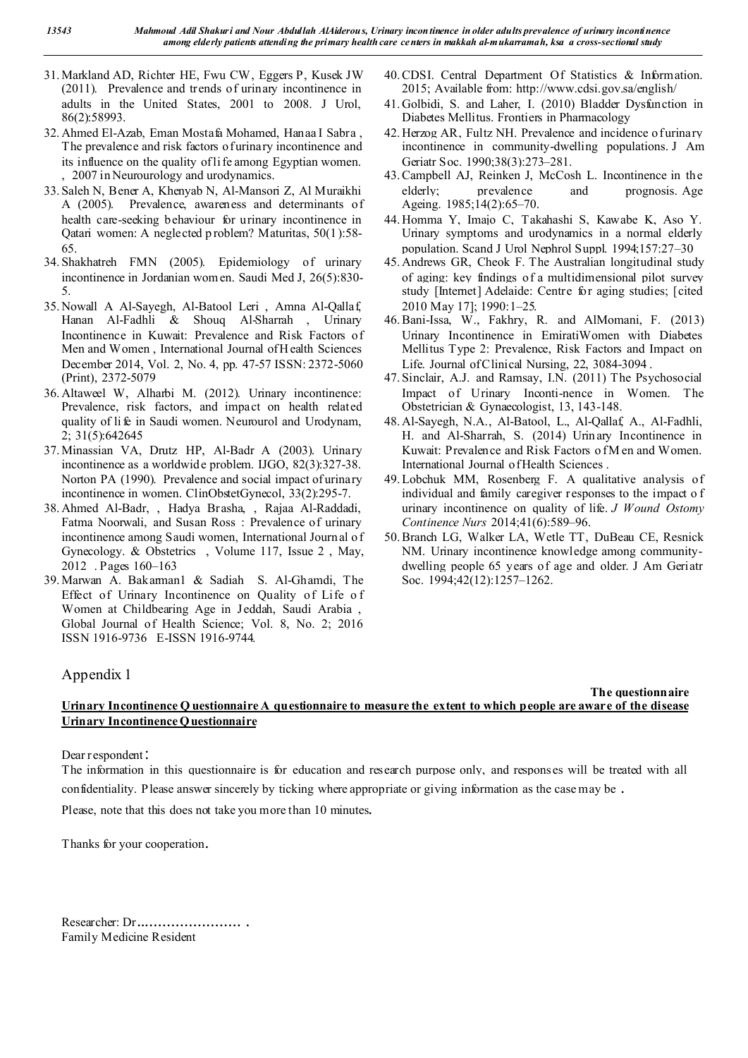31. Markland AD, Richter HE, Fwu CW, Eggers P, Kusek JW (2011). Prevalence and trends of urinary incontinence in adults in the United States, 2001 to 2008. J Urol, 86(2):58993.
32. Ahmed El-Azab, Eman Mostafa Mohamed, Hanaa I Sabra , The prevalence and risk factors of urinary incontinence and its influence on the quality of life among Egyptian women. , 2007 in Neurourology and urodynamics.
33. Saleh N, Bener A, Khenyab N, Al-Mansori Z, Al Muraikhi A (2005). Prevalence, awareness and determinants of health care-seeking behaviour for urinary incontinence in Qatari women: A neglected problem? Maturitas, 50(1):58-65.
34. Shakhatreh FMN (2005). Epidemiology of urinary incontinence in Jordanian women. Saudi Med J, 26(5):830-5.
35. Nowall A Al-Sayegh, Al-Batool Leri , Amna Al-Qallaf, Hanan Al-Fadhli & Shouq Al-Sharrah , Urinary Incontinence in Kuwait: Prevalence and Risk Factors of Men and Women , International Journal of Health Sciences December 2014, Vol. 2, No. 4, pp. 47-57 ISSN: 2372-5060 (Print), 2372-5079
36. Altaweel W, Alharbi M. (2012). Urinary incontinence: Prevalence, risk factors, and impact on health related quality of life in Saudi women. Neurourol and Urodynam, 2; 31(5):642645
37. Minassian VA, Drutz HP, Al-Badr A (2003). Urinary incontinence as a worldwide problem. IJGO, 82(3):327-38. Norton PA (1990). Prevalence and social impact of urinary incontinence in women. ClinObstetGynecol, 33(2):295-7.
38. Ahmed Al-Badr, , Hadya Brasha, , Rajaa Al-Raddadi, Fatma Noorwali, and Susan Ross : Prevalence of urinary incontinence among Saudi women, International Journal of Gynecology. & Obstetrics , Volume 117, Issue 2 , May, 2012 . Pages 160–163
39. Marwan A. Bakarman1 & Sadiah S. Al-Ghamdi, The Effect of Urinary Incontinence on Quality of Life of Women at Childbearing Age in Jeddah, Saudi Arabia , Global Journal of Health Science; Vol. 8, No. 2; 2016 ISSN 1916-9736 E-ISSN 1916-9744.
40. CDSI. Central Department Of Statistics & Information. 2015; Available from: http://www.cdsi.gov.sa/english/
41. Golbidi, S. and Laher, I. (2010) Bladder Dysfunction in Diabetes Mellitus. Frontiers in Pharmacology
42. Herzog AR, Fultz NH. Prevalence and incidence of urinary incontinence in community-dwelling populations. J Am Geriatr Soc. 1990;38(3):273–281.
43. Campbell AJ, Reinken J, McCosh L. Incontinence in the elderly; prevalence and prognosis. Age Ageing. 1985;14(2):65–70.
44. Homma Y, Imajo C, Takahashi S, Kawabe K, Aso Y. Urinary symptoms and urodynamics in a normal elderly population. Scand J Urol Nephrol Suppl. 1994;157:27–30
45. Andrews GR, Cheok F. The Australian longitudinal study of aging: key findings of a multidimensional pilot survey study [Internet] Adelaide: Centre for aging studies; [cited 2010 May 17]; 1990:1–25.
46. Bani-Issa, W., Fakhry, R. and AlMomani, F. (2013) Urinary Incontinence in EmiratiWomen with Diabetes Mellitus Type 2: Prevalence, Risk Factors and Impact on Life. Journal of Clinical Nursing, 22, 3084-3094 .
47. Sinclair, A.J. and Ramsay, I.N. (2011) The Psychosocial Impact of Urinary Inconti-nence in Women. The Obstetrician & Gynaecologist, 13, 143-148.
48. Al-Sayegh, N.A., Al-Batool, L., Al-Qallaf, A., Al-Fadhli, H. and Al-Sharrah, S. (2014) Urinary Incontinence in Kuwait: Prevalence and Risk Factors of Men and Women. International Journal of Health Sciences .
49. Lobchuk MM, Rosenberg F. A qualitative analysis of individual and family caregiver responses to the impact of urinary incontinence on quality of life. *J Wound Ostomy Continence Nurs* 2014;41(6):589–96.
50. Branch LG, Walker LA, Wetle TT, DuBeau CE, Resnick NM. Urinary incontinence knowledge among community-dwelling people 65 years of age and older. J Am Geriatr Soc. 1994;42(12):1257–1262.

## Appendix 1

**The questionnaire**

**<u>Urinary Incontinence Questionnaire A questionnaire to measure the extent to which people are aware of the disease Urinary Incontinence Questionnaire</u>**

Dear respondent:

The information in this questionnaire is for education and research purpose only, and responses will be treated with all confidentiality. Please answer sincerely by ticking where appropriate or giving information as the case may be .

Please, note that this does not take you more than 10 minutes.

Thanks for your cooperation.

Researcher: Dr…………………… .
Family Medicine Resident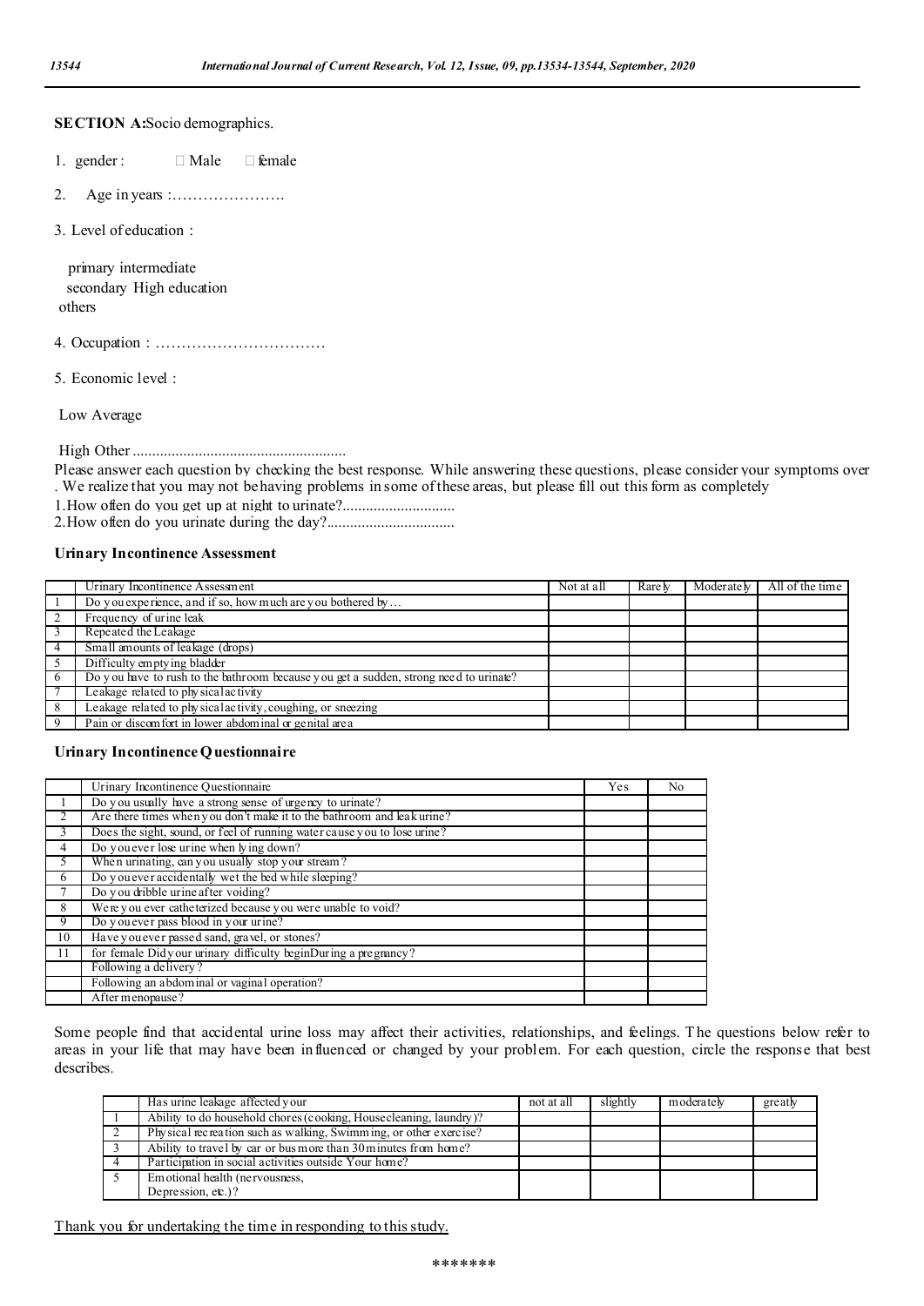**SECTION A:**Socio demographics.

1. gender : □ Male □ female
2. Age in years :………………….
3. Level of education :

primary intermediate
secondary High education
others

4. Occupation : ……………………………
5. Economic level :

Low Average

High Other .......................................................

Please answer each question by checking the best response. While answering these questions, please consider your symptoms over . We realize that you may not be having problems in some of these areas, but please fill out this form as completely

1.How often do you get up at night to urinate?.............................
2.How often do you urinate during the day?................................

### Urinary Incontinence Assessment

| | Urinary Incontinence Assessment | Not at all | Rarely | Moderately | All of the time |
|---|---|---|---|---|---|
| 1 | Do you experience, and if so, how much are you bothered by… | | | | |
| 2 | Frequency of urine leak | | | | |
| 3 | Repeated the Leakage | | | | |
| 4 | Small amounts of leakage (drops) | | | | |
| 5 | Difficulty emptying bladder | | | | |
| 6 | Do you have to rush to the bathroom because you get a sudden, strong need to urinate? | | | | |
| 7 | Leakage related to physical activity | | | | |
| 8 | Leakage related to physical activity, coughing, or sneezing | | | | |
| 9 | Pain or discomfort in lower abdominal or genital area | | | | |

### Urinary Incontinence Questionnaire

| | Urinary Incontinence Questionnaire | Yes | No |
|---|---|---|---|
| 1 | Do you usually have a strong sense of urgency to urinate? | | |
| 2 | Are there times when you don't make it to the bathroom and leak urine? | | |
| 3 | Does the sight, sound, or feel of running water cause you to lose urine? | | |
| 4 | Do you ever lose urine when lying down? | | |
| 5 | When urinating, can you usually stop your stream? | | |
| 6 | Do you ever accidentally wet the bed while sleeping? | | |
| 7 | Do you dribble urine after voiding? | | |
| 8 | Were you ever catheterized because you were unable to void? | | |
| 9 | Do you ever pass blood in your urine? | | |
| 10 | Have you ever passed sand, gravel, or stones? | | |
| 11 | for female Did your urinary difficulty beginDuring a pregnancy? | | |
| | Following a delivery? | | |
| | Following an abdominal or vaginal operation? | | |
| | After menopause? | | |

Some people find that accidental urine loss may affect their activities, relationships, and feelings. The questions below refer to areas in your life that may have been influenced or changed by your problem. For each question, circle the response that best describes.

| | Has urine leakage affected your | not at all | slightly | moderately | greatly |
|---|---|---|---|---|---|
| 1 | Ability to do household chores (cooking, House cleaning, laundry)? | | | | |
| 2 | Physical recreation such as walking, Swimming, or other exercise? | | | | |
| 3 | Ability to travel by car or bus more than 30 minutes from home? | | | | |
| 4 | Participation in social activities outside Your home? | | | | |
| 5 | Emotional health (nervousness, Depression, etc.)? | | | | |

Thank you for undertaking the time in responding to this study.

\*\*\*\*\*\*\*